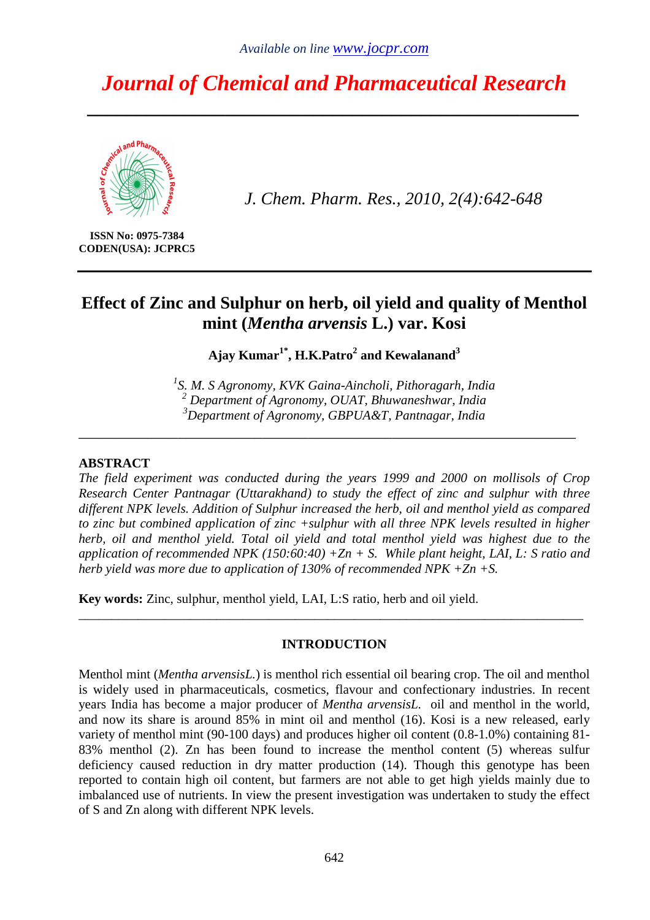*Available on line www.jocpr.com*

# *Journal of Chemical and Pharmaceutical Research*

ISSN No: 0975-7384
CODEN(USA): JCPRC5

*J. Chem. Pharm. Res., 2010, 2(4):642-648*

## Effect of Zinc and Sulphur on herb, oil yield and quality of Menthol mint (*Mentha arvensis* L.) var. Kosi

**Ajay Kumar[1*], H.K.Patro[2] and Kewalanand[3]**

*[1]S. M. S Agronomy, KVK Gaina-Aincholi, Pithoragarh, India*
*[2] Department of Agronomy, OUAT, Bhuwaneshwar, India*
*[3]Department of Agronomy, GBPUA&T, Pantnagar, India*

---

### ABSTRACT

*The field experiment was conducted during the years 1999 and 2000 on mollisols of Crop Research Center Pantnagar (Uttarakhand) to study the effect of zinc and sulphur with three different NPK levels. Addition of Sulphur increased the herb, oil and menthol yield as compared to zinc but combined application of zinc +sulphur with all three NPK levels resulted in higher herb, oil and menthol yield. Total oil yield and total menthol yield was highest due to the application of recommended NPK (150:60:40) +Zn + S. While plant height, LAI, L: S ratio and herb yield was more due to application of 130% of recommended NPK +Zn +S.*

**Key words:** Zinc, sulphur, menthol yield, LAI, L:S ratio, herb and oil yield.

---

### INTRODUCTION

Menthol mint (*Mentha arvensisL.*) is menthol rich essential oil bearing crop. The oil and menthol is widely used in pharmaceuticals, cosmetics, flavour and confectionary industries. In recent years India has become a major producer of *Mentha arvensisL.* oil and menthol in the world, and now its share is around 85% in mint oil and menthol (16). Kosi is a new released, early variety of menthol mint (90-100 days) and produces higher oil content (0.8-1.0%) containing 81-83% menthol (2). Zn has been found to increase the menthol content (5) whereas sulfur deficiency caused reduction in dry matter production (14). Though this genotype has been reported to contain high oil content, but farmers are not able to get high yields mainly due to imbalanced use of nutrients. In view the present investigation was undertaken to study the effect of S and Zn along with different NPK levels.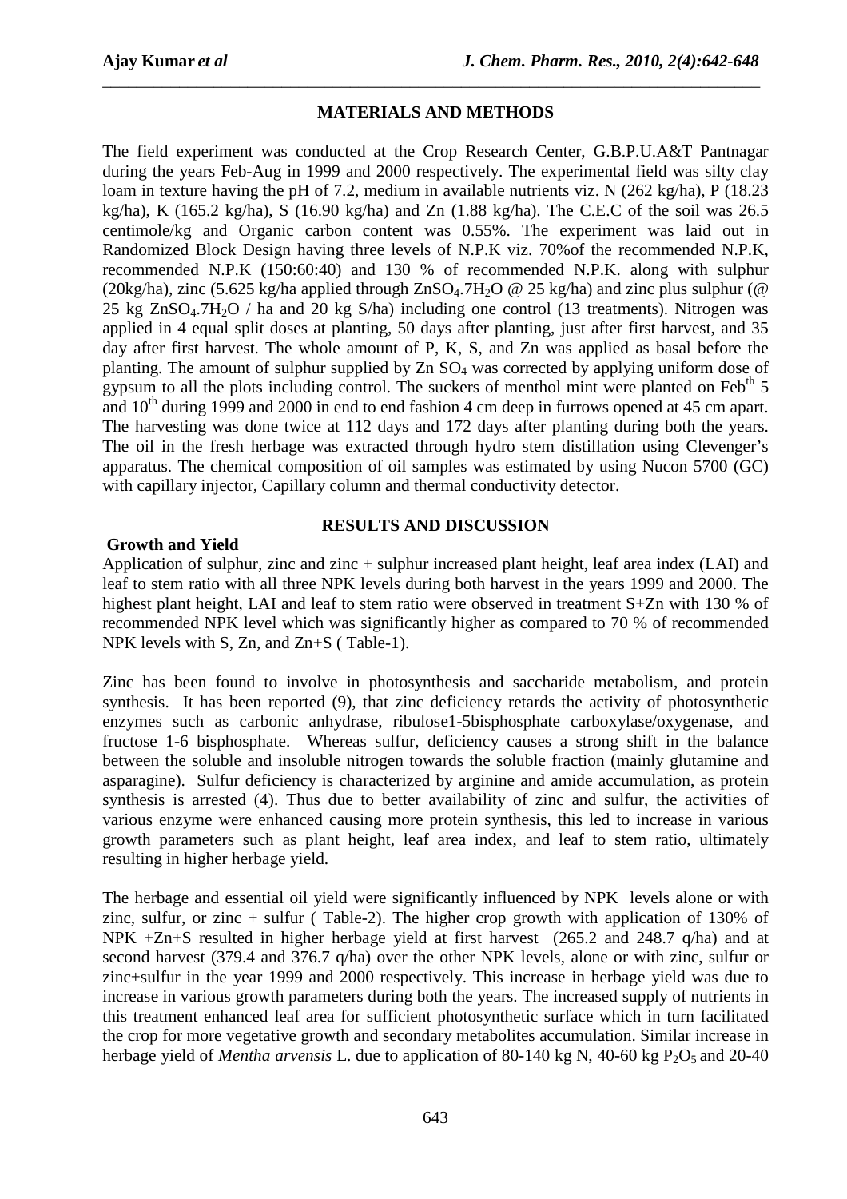## MATERIALS AND METHODS

The field experiment was conducted at the Crop Research Center, G.B.P.U.A&T Pantnagar during the years Feb-Aug in 1999 and 2000 respectively. The experimental field was silty clay loam in texture having the pH of 7.2, medium in available nutrients viz. N (262 kg/ha), P (18.23 kg/ha), K (165.2 kg/ha), S (16.90 kg/ha) and Zn (1.88 kg/ha). The C.E.C of the soil was 26.5 centimole/kg and Organic carbon content was 0.55%. The experiment was laid out in Randomized Block Design having three levels of N.P.K viz. 70%of the recommended N.P.K, recommended N.P.K (150:60:40) and 130 % of recommended N.P.K. along with sulphur (20kg/ha), zinc (5.625 kg/ha applied through $ZnSO_4.7H_2O$ @ 25 kg/ha) and zinc plus sulphur (@ 25 kg $ZnSO_4.7H_2O$ / ha and 20 kg S/ha) including one control (13 treatments). Nitrogen was applied in 4 equal split doses at planting, 50 days after planting, just after first harvest, and 35 day after first harvest. The whole amount of P, K, S, and Zn was applied as basal before the planting. The amount of sulphur supplied by Zn $SO_4$ was corrected by applying uniform dose of gypsum to all the plots including control. The suckers of menthol mint were planted on Feb$^{th}$ 5 and 10$^{th}$ during 1999 and 2000 in end to end fashion 4 cm deep in furrows opened at 45 cm apart. The harvesting was done twice at 112 days and 172 days after planting during both the years. The oil in the fresh herbage was extracted through hydro stem distillation using Clevenger's apparatus. The chemical composition of oil samples was estimated by using Nucon 5700 (GC) with capillary injector, Capillary column and thermal conductivity detector.

## RESULTS AND DISCUSSION

### Growth and Yield

Application of sulphur, zinc and zinc + sulphur increased plant height, leaf area index (LAI) and leaf to stem ratio with all three NPK levels during both harvest in the years 1999 and 2000. The highest plant height, LAI and leaf to stem ratio were observed in treatment S+Zn with 130 % of recommended NPK level which was significantly higher as compared to 70 % of recommended NPK levels with S, Zn, and Zn+S ( Table-1).

Zinc has been found to involve in photosynthesis and saccharide metabolism, and protein synthesis. It has been reported (9), that zinc deficiency retards the activity of photosynthetic enzymes such as carbonic anhydrase, ribulose1-5bisphosphate carboxylase/oxygenase, and fructose 1-6 bisphosphate. Whereas sulfur, deficiency causes a strong shift in the balance between the soluble and insoluble nitrogen towards the soluble fraction (mainly glutamine and asparagine). Sulfur deficiency is characterized by arginine and amide accumulation, as protein synthesis is arrested (4). Thus due to better availability of zinc and sulfur, the activities of various enzyme were enhanced causing more protein synthesis, this led to increase in various growth parameters such as plant height, leaf area index, and leaf to stem ratio, ultimately resulting in higher herbage yield.

The herbage and essential oil yield were significantly influenced by NPK levels alone or with zinc, sulfur, or zinc + sulfur ( Table-2). The higher crop growth with application of 130% of NPK +Zn+S resulted in higher herbage yield at first harvest (265.2 and 248.7 q/ha) and at second harvest (379.4 and 376.7 q/ha) over the other NPK levels, alone or with zinc, sulfur or zinc+sulfur in the year 1999 and 2000 respectively. This increase in herbage yield was due to increase in various growth parameters during both the years. The increased supply of nutrients in this treatment enhanced leaf area for sufficient photosynthetic surface which in turn facilitated the crop for more vegetative growth and secondary metabolites accumulation. Similar increase in herbage yield of *Mentha arvensis* L. due to application of 80-140 kg N, 40-60 kg $P_2O_5$ and 20-40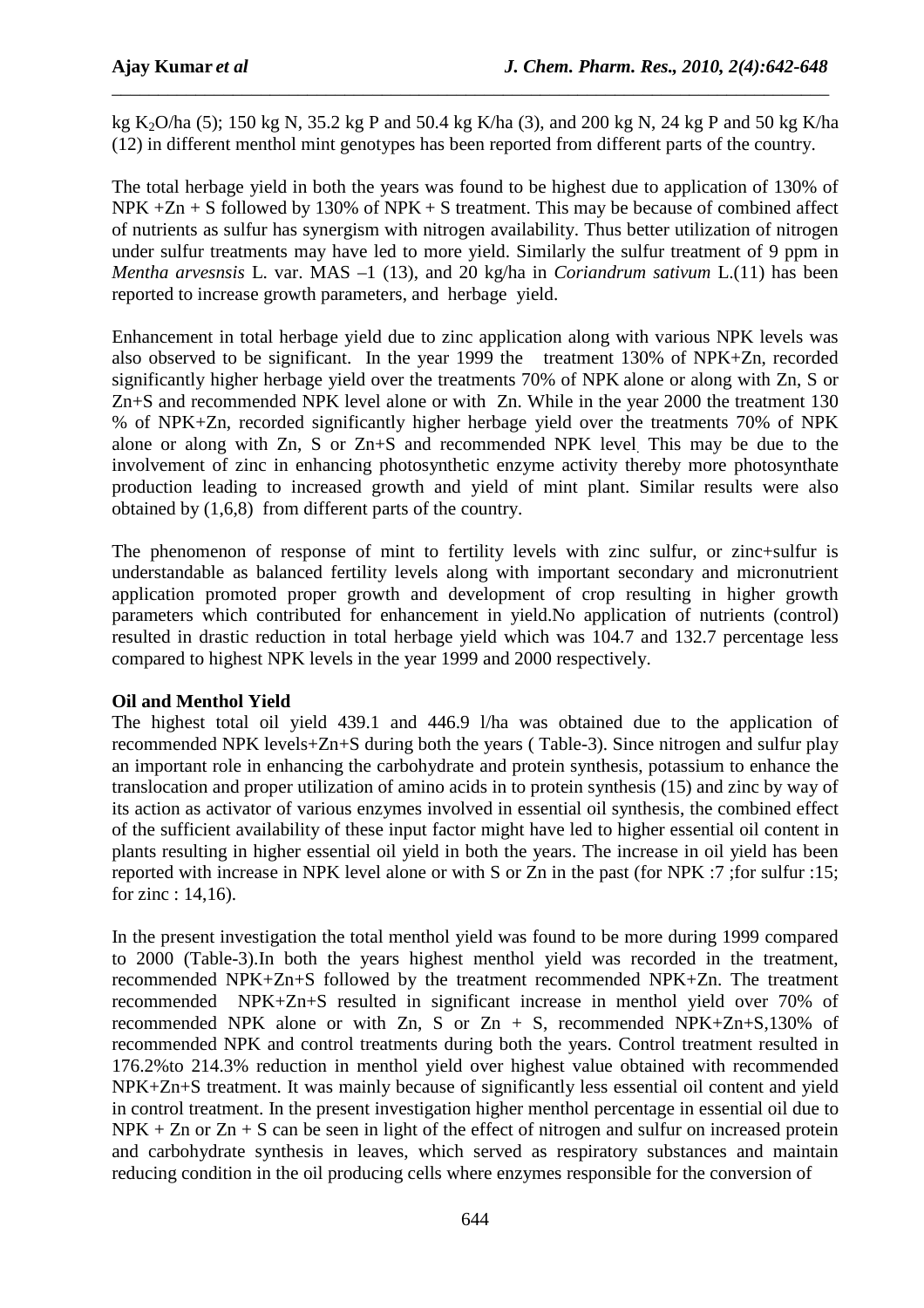kg $K_2O$/ha (5); 150 kg N, 35.2 kg P and 50.4 kg K/ha (3), and 200 kg N, 24 kg P and 50 kg K/ha (12) in different menthol mint genotypes has been reported from different parts of the country.

The total herbage yield in both the years was found to be highest due to application of 130% of NPK +Zn + S followed by 130% of NPK + S treatment. This may be because of combined affect of nutrients as sulfur has synergism with nitrogen availability. Thus better utilization of nitrogen under sulfur treatments may have led to more yield. Similarly the sulfur treatment of 9 ppm in *Mentha arvesnsis* L. var. MAS –1 (13), and 20 kg/ha in *Coriandrum sativum* L.(11) has been reported to increase growth parameters, and herbage yield.

Enhancement in total herbage yield due to zinc application along with various NPK levels was also observed to be significant. In the year 1999 the treatment 130% of NPK+Zn, recorded significantly higher herbage yield over the treatments 70% of NPK alone or along with Zn, S or Zn+S and recommended NPK level alone or with Zn. While in the year 2000 the treatment 130 % of NPK+Zn, recorded significantly higher herbage yield over the treatments 70% of NPK alone or along with Zn, S or Zn+S and recommended NPK level. This may be due to the involvement of zinc in enhancing photosynthetic enzyme activity thereby more photosynthate production leading to increased growth and yield of mint plant. Similar results were also obtained by (1,6,8) from different parts of the country.

The phenomenon of response of mint to fertility levels with zinc sulfur, or zinc+sulfur is understandable as balanced fertility levels along with important secondary and micronutrient application promoted proper growth and development of crop resulting in higher growth parameters which contributed for enhancement in yield.No application of nutrients (control) resulted in drastic reduction in total herbage yield which was 104.7 and 132.7 percentage less compared to highest NPK levels in the year 1999 and 2000 respectively.

**Oil and Menthol Yield**

The highest total oil yield 439.1 and 446.9 l/ha was obtained due to the application of recommended NPK levels+Zn+S during both the years ( Table-3). Since nitrogen and sulfur play an important role in enhancing the carbohydrate and protein synthesis, potassium to enhance the translocation and proper utilization of amino acids in to protein synthesis (15) and zinc by way of its action as activator of various enzymes involved in essential oil synthesis, the combined effect of the sufficient availability of these input factor might have led to higher essential oil content in plants resulting in higher essential oil yield in both the years. The increase in oil yield has been reported with increase in NPK level alone or with S or Zn in the past (for NPK :7 ;for sulfur :15; for zinc : 14,16).

In the present investigation the total menthol yield was found to be more during 1999 compared to 2000 (Table-3).In both the years highest menthol yield was recorded in the treatment, recommended NPK+Zn+S followed by the treatment recommended NPK+Zn. The treatment recommended NPK+Zn+S resulted in significant increase in menthol yield over 70% of recommended NPK alone or with Zn, S or Zn + S, recommended NPK+Zn+S,130% of recommended NPK and control treatments during both the years. Control treatment resulted in 176.2%to 214.3% reduction in menthol yield over highest value obtained with recommended NPK+Zn+S treatment. It was mainly because of significantly less essential oil content and yield in control treatment. In the present investigation higher menthol percentage in essential oil due to NPK + Zn or Zn + S can be seen in light of the effect of nitrogen and sulfur on increased protein and carbohydrate synthesis in leaves, which served as respiratory substances and maintain reducing condition in the oil producing cells where enzymes responsible for the conversion of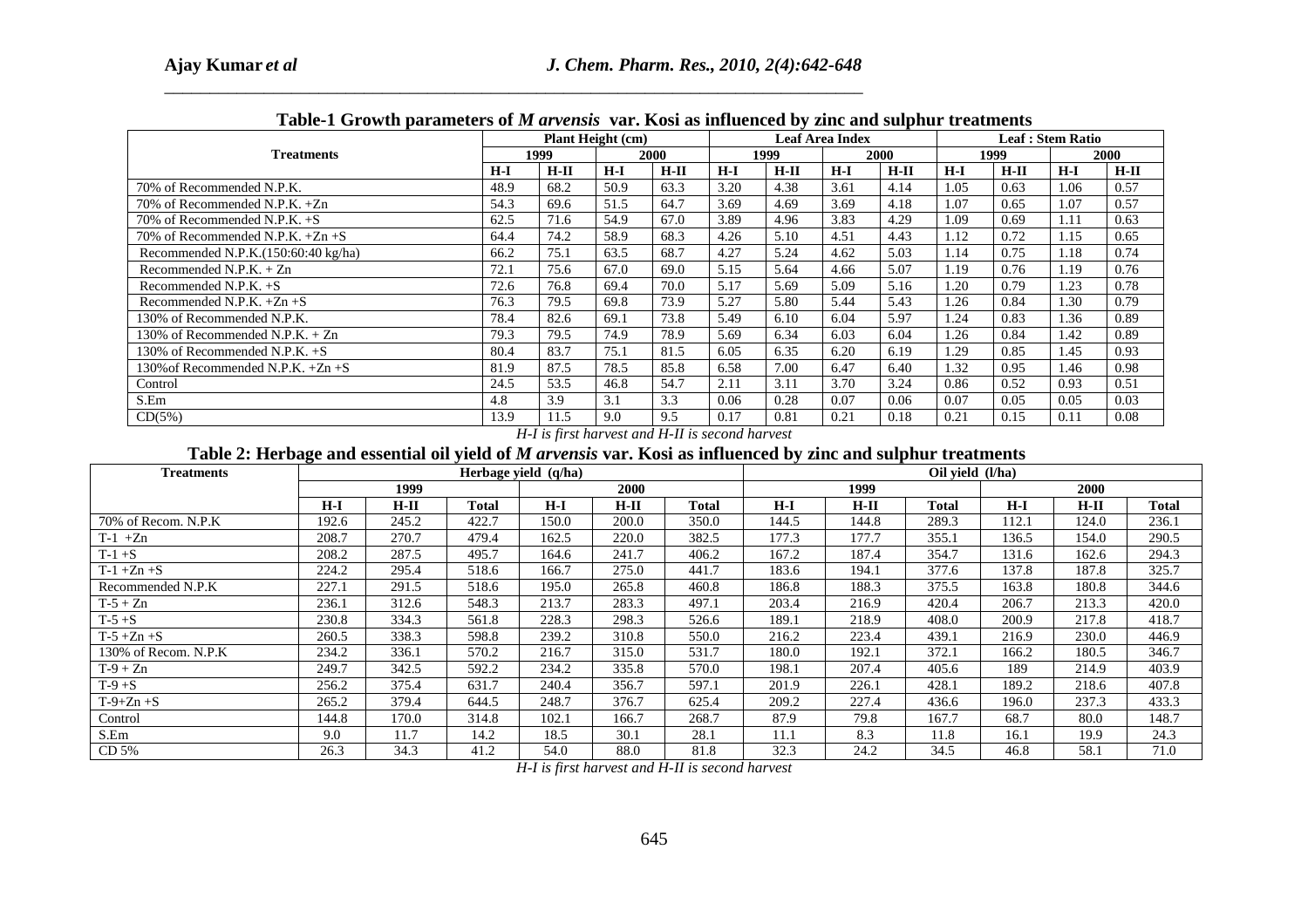**Table-1 Growth parameters of *M arvensis* var. Kosi as influenced by zinc and sulphur treatments**

| Treatments | Plant Height (cm) | | | | Leaf Area Index | | | | Leaf : Stem Ratio | | | |
|---|---|---|---|---|---|---|---|---|---|---|---|---|
| | 1999 | | 2000 | | 1999 | | 2000 | | 1999 | | 2000 | |
| | H-I | H-II | H-I | H-II | H-I | H-II | H-I | H-II | H-I | H-II | H-I | H-II |
| 70% of Recommended N.P.K. | 48.9 | 68.2 | 50.9 | 63.3 | 3.20 | 4.38 | 3.61 | 4.14 | 1.05 | 0.63 | 1.06 | 0.57 |
| 70% of Recommended N.P.K. +Zn | 54.3 | 69.6 | 51.5 | 64.7 | 3.69 | 4.69 | 3.69 | 4.18 | 1.07 | 0.65 | 1.07 | 0.57 |
| 70% of Recommended N.P.K. +S | 62.5 | 71.6 | 54.9 | 67.0 | 3.89 | 4.96 | 3.83 | 4.29 | 1.09 | 0.69 | 1.11 | 0.63 |
| 70% of Recommended N.P.K. +Zn +S | 64.4 | 74.2 | 58.9 | 68.3 | 4.26 | 5.10 | 4.51 | 4.43 | 1.12 | 0.72 | 1.15 | 0.65 |
| Recommended N.P.K.(150:60:40 kg/ha) | 66.2 | 75.1 | 63.5 | 68.7 | 4.27 | 5.24 | 4.62 | 5.03 | 1.14 | 0.75 | 1.18 | 0.74 |
| Recommended N.P.K. + Zn | 72.1 | 75.6 | 67.0 | 69.0 | 5.15 | 5.64 | 4.66 | 5.07 | 1.19 | 0.76 | 1.19 | 0.76 |
| Recommended N.P.K. +S | 72.6 | 76.8 | 69.4 | 70.0 | 5.17 | 5.69 | 5.09 | 5.16 | 1.20 | 0.79 | 1.23 | 0.78 |
| Recommended N.P.K. +Zn +S | 76.3 | 79.5 | 69.8 | 73.9 | 5.27 | 5.80 | 5.44 | 5.43 | 1.26 | 0.84 | 1.30 | 0.79 |
| 130% of Recommended N.P.K. | 78.4 | 82.6 | 69.1 | 73.8 | 5.49 | 6.10 | 6.04 | 5.97 | 1.24 | 0.83 | 1.36 | 0.89 |
| 130% of Recommended N.P.K. + Zn | 79.3 | 79.5 | 74.9 | 78.9 | 5.69 | 6.34 | 6.03 | 6.04 | 1.26 | 0.84 | 1.42 | 0.89 |
| 130% of Recommended N.P.K. +S | 80.4 | 83.7 | 75.1 | 81.5 | 6.05 | 6.35 | 6.20 | 6.19 | 1.29 | 0.85 | 1.45 | 0.93 |
| 130%of Recommended N.P.K. +Zn +S | 81.9 | 87.5 | 78.5 | 85.8 | 6.58 | 7.00 | 6.47 | 6.40 | 1.32 | 0.95 | 1.46 | 0.98 |
| Control | 24.5 | 53.5 | 46.8 | 54.7 | 2.11 | 3.11 | 3.70 | 3.24 | 0.86 | 0.52 | 0.93 | 0.51 |
| S.Em | 4.8 | 3.9 | 3.1 | 3.3 | 0.06 | 0.28 | 0.07 | 0.06 | 0.07 | 0.05 | 0.05 | 0.03 |
| CD(5%) | 13.9 | 11.5 | 9.0 | 9.5 | 0.17 | 0.81 | 0.21 | 0.18 | 0.21 | 0.15 | 0.11 | 0.08 |

*H-I is first harvest and H-II is second harvest*

**Table 2: Herbage and essential oil yield of *M arvensis* var. Kosi as influenced by zinc and sulphur treatments**

| Treatments | Herbage yield (q/ha) | | | | | | Oil yield (l/ha) | | | | | |
|---|---|---|---|---|---|---|---|---|---|---|---|---|
| | 1999 | | | 2000 | | | 1999 | | | 2000 | | |
| | H-I | H-II | Total | H-I | H-II | Total | H-I | H-II | Total | H-I | H-II | Total |
| 70% of Recom. N.P.K | 192.6 | 245.2 | 422.7 | 150.0 | 200.0 | 350.0 | 144.5 | 144.8 | 289.3 | 112.1 | 124.0 | 236.1 |
| T-1 +Zn | 208.7 | 270.7 | 479.4 | 162.5 | 220.0 | 382.5 | 177.3 | 177.7 | 355.1 | 136.5 | 154.0 | 290.5 |
| T-1 +S | 208.2 | 287.5 | 495.7 | 164.6 | 241.7 | 406.2 | 167.2 | 187.4 | 354.7 | 131.6 | 162.6 | 294.3 |
| T-1 +Zn +S | 224.2 | 295.4 | 518.6 | 166.7 | 275.0 | 441.7 | 183.6 | 194.1 | 377.6 | 137.8 | 187.8 | 325.7 |
| Recommended N.P.K | 227.1 | 291.5 | 518.6 | 195.0 | 265.8 | 460.8 | 186.8 | 188.3 | 375.5 | 163.8 | 180.8 | 344.6 |
| T-5 + Zn | 236.1 | 312.6 | 548.3 | 213.7 | 283.3 | 497.1 | 203.4 | 216.9 | 420.4 | 206.7 | 213.3 | 420.0 |
| T-5 +S | 230.8 | 334.3 | 561.8 | 228.3 | 298.3 | 526.6 | 189.1 | 218.9 | 408.0 | 200.9 | 217.8 | 418.7 |
| T-5 +Zn +S | 260.5 | 338.3 | 598.8 | 239.2 | 310.8 | 550.0 | 216.2 | 223.4 | 439.1 | 216.9 | 230.0 | 446.9 |
| 130% of Recom. N.P.K | 234.2 | 336.1 | 570.2 | 216.7 | 315.0 | 531.7 | 180.0 | 192.1 | 372.1 | 166.2 | 180.5 | 346.7 |
| T-9 + Zn | 249.7 | 342.5 | 592.2 | 234.2 | 335.8 | 570.0 | 198.1 | 207.4 | 405.6 | 189 | 214.9 | 403.9 |
| T-9 +S | 256.2 | 375.4 | 631.7 | 240.4 | 356.7 | 597.1 | 201.9 | 226.1 | 428.1 | 189.2 | 218.6 | 407.8 |
| T-9+Zn +S | 265.2 | 379.4 | 644.5 | 248.7 | 376.7 | 625.4 | 209.2 | 227.4 | 436.6 | 196.0 | 237.3 | 433.3 |
| Control | 144.8 | 170.0 | 314.8 | 102.1 | 166.7 | 268.7 | 87.9 | 79.8 | 167.7 | 68.7 | 80.0 | 148.7 |
| S.Em | 9.0 | 11.7 | 14.2 | 18.5 | 30.1 | 28.1 | 11.1 | 8.3 | 11.8 | 16.1 | 19.9 | 24.3 |
| CD 5% | 26.3 | 34.3 | 41.2 | 54.0 | 88.0 | 81.8 | 32.3 | 24.2 | 34.5 | 46.8 | 58.1 | 71.0 |

*H-I is first harvest and H-II is second harvest*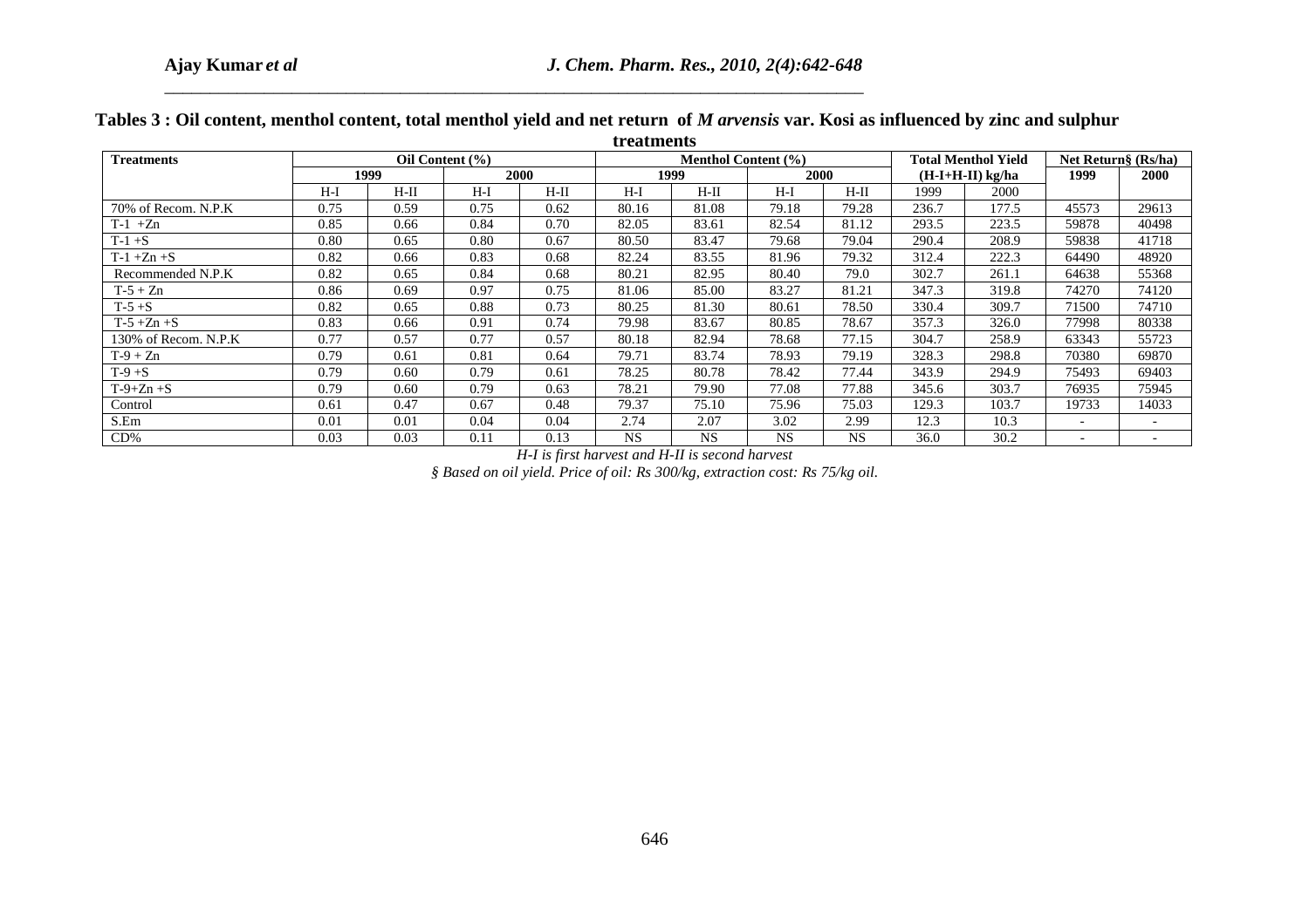**Tables 3 : Oil content, menthol content, total menthol yield and net return of *M arvensis* var. Kosi as influenced by zinc and sulphur treatments**

| Treatments | Oil Content (%) | | | | Menthol Content (%) | | | | Total Menthol Yield (H-I+H-II) kg/ha | | Net Return§ (Rs/ha) | |
|---|---|---|---|---|---|---|---|---|---|---|---|---|
| | 1999 | | 2000 | | 1999 | | 2000 | | | | 1999 | 2000 |
| | H-I | H-II | H-I | H-II | H-I | H-II | H-I | H-II | 1999 | 2000 | | |
| 70% of Recom. N.P.K | 0.75 | 0.59 | 0.75 | 0.62 | 80.16 | 81.08 | 79.18 | 79.28 | 236.7 | 177.5 | 45573 | 29613 |
| T-1 +Zn | 0.85 | 0.66 | 0.84 | 0.70 | 82.05 | 83.61 | 82.54 | 81.12 | 293.5 | 223.5 | 59878 | 40498 |
| T-1 +S | 0.80 | 0.65 | 0.80 | 0.67 | 80.50 | 83.47 | 79.68 | 79.04 | 290.4 | 208.9 | 59838 | 41718 |
| T-1 +Zn +S | 0.82 | 0.66 | 0.83 | 0.68 | 82.24 | 83.55 | 81.96 | 79.32 | 312.4 | 222.3 | 64490 | 48920 |
| Recommended N.P.K | 0.82 | 0.65 | 0.84 | 0.68 | 80.21 | 82.95 | 80.40 | 79.0 | 302.7 | 261.1 | 64638 | 55368 |
| T-5 + Zn | 0.86 | 0.69 | 0.97 | 0.75 | 81.06 | 85.00 | 83.27 | 81.21 | 347.3 | 319.8 | 74270 | 74120 |
| T-5 +S | 0.82 | 0.65 | 0.88 | 0.73 | 80.25 | 81.30 | 80.61 | 78.50 | 330.4 | 309.7 | 71500 | 74710 |
| T-5 +Zn +S | 0.83 | 0.66 | 0.91 | 0.74 | 79.98 | 83.67 | 80.85 | 78.67 | 357.3 | 326.0 | 77998 | 80338 |
| 130% of Recom. N.P.K | 0.77 | 0.57 | 0.77 | 0.57 | 80.18 | 82.94 | 78.68 | 77.15 | 304.7 | 258.9 | 63343 | 55723 |
| T-9 + Zn | 0.79 | 0.61 | 0.81 | 0.64 | 79.71 | 83.74 | 78.93 | 79.19 | 328.3 | 298.8 | 70380 | 69870 |
| T-9 +S | 0.79 | 0.60 | 0.79 | 0.61 | 78.25 | 80.78 | 78.42 | 77.44 | 343.9 | 294.9 | 75493 | 69403 |
| T-9+Zn +S | 0.79 | 0.60 | 0.79 | 0.63 | 78.21 | 79.90 | 77.08 | 77.88 | 345.6 | 303.7 | 76935 | 75945 |
| Control | 0.61 | 0.47 | 0.67 | 0.48 | 79.37 | 75.10 | 75.96 | 75.03 | 129.3 | 103.7 | 19733 | 14033 |
| S.Em | 0.01 | 0.01 | 0.04 | 0.04 | 2.74 | 2.07 | 3.02 | 2.99 | 12.3 | 10.3 | - | - |
| CD% | 0.03 | 0.03 | 0.11 | 0.13 | NS | NS | NS | NS | 36.0 | 30.2 | - | - |

*H-I is first harvest and H-II is second harvest*

*§ Based on oil yield. Price of oil: Rs 300/kg, extraction cost: Rs 75/kg oil.*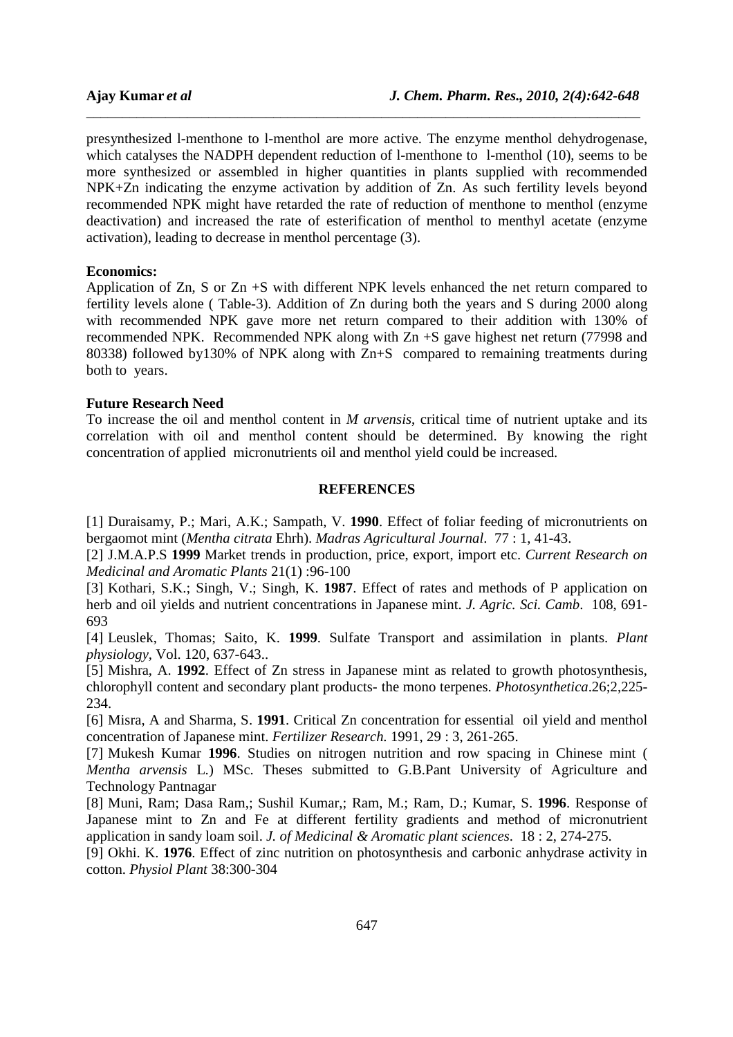presynthesized l-menthone to l-menthol are more active. The enzyme menthol dehydrogenase, which catalyses the NADPH dependent reduction of l-menthone to l-menthol (10), seems to be more synthesized or assembled in higher quantities in plants supplied with recommended NPK+Zn indicating the enzyme activation by addition of Zn. As such fertility levels beyond recommended NPK might have retarded the rate of reduction of menthone to menthol (enzyme deactivation) and increased the rate of esterification of menthol to menthyl acetate (enzyme activation), leading to decrease in menthol percentage (3).

**Economics:**

Application of Zn, S or Zn +S with different NPK levels enhanced the net return compared to fertility levels alone ( Table-3). Addition of Zn during both the years and S during 2000 along with recommended NPK gave more net return compared to their addition with 130% of recommended NPK. Recommended NPK along with Zn +S gave highest net return (77998 and 80338) followed by130% of NPK along with Zn+S compared to remaining treatments during both to years.

**Future Research Need**

To increase the oil and menthol content in *M arvensis*, critical time of nutrient uptake and its correlation with oil and menthol content should be determined. By knowing the right concentration of applied micronutrients oil and menthol yield could be increased.

## REFERENCES

[1] Duraisamy, P.; Mari, A.K.; Sampath, V. **1990**. Effect of foliar feeding of micronutrients on bergaomot mint (*Mentha citrata* Ehrh). *Madras Agricultural Journal*. 77 : 1, 41-43.

[2] J.M.A.P.S **1999** Market trends in production, price, export, import etc. *Current Research on Medicinal and Aromatic Plants* 21(1) :96-100

[3] Kothari, S.K.; Singh, V.; Singh, K. **1987**. Effect of rates and methods of P application on herb and oil yields and nutrient concentrations in Japanese mint. *J. Agric. Sci. Camb*. 108, 691-693

[4] Leuslek, Thomas; Saito, K. **1999**. Sulfate Transport and assimilation in plants. *Plant physiology*, Vol. 120, 637-643..

[5] Mishra, A. **1992**. Effect of Zn stress in Japanese mint as related to growth photosynthesis, chlorophyll content and secondary plant products- the mono terpenes. *Photosynthetica*.26;2,225-234.

[6] Misra, A and Sharma, S. **1991**. Critical Zn concentration for essential oil yield and menthol concentration of Japanese mint. *Fertilizer Research.* 1991, 29 : 3, 261-265.

[7] Mukesh Kumar **1996**. Studies on nitrogen nutrition and row spacing in Chinese mint ( *Mentha arvensis* L.) MSc. Theses submitted to G.B.Pant University of Agriculture and Technology Pantnagar

[8] Muni, Ram; Dasa Ram,; Sushil Kumar,; Ram, M.; Ram, D.; Kumar, S. **1996**. Response of Japanese mint to Zn and Fe at different fertility gradients and method of micronutrient application in sandy loam soil. *J. of Medicinal & Aromatic plant sciences*. 18 : 2, 274-275.

[9] Okhi. K. **1976**. Effect of zinc nutrition on photosynthesis and carbonic anhydrase activity in cotton. *Physiol Plant* 38:300-304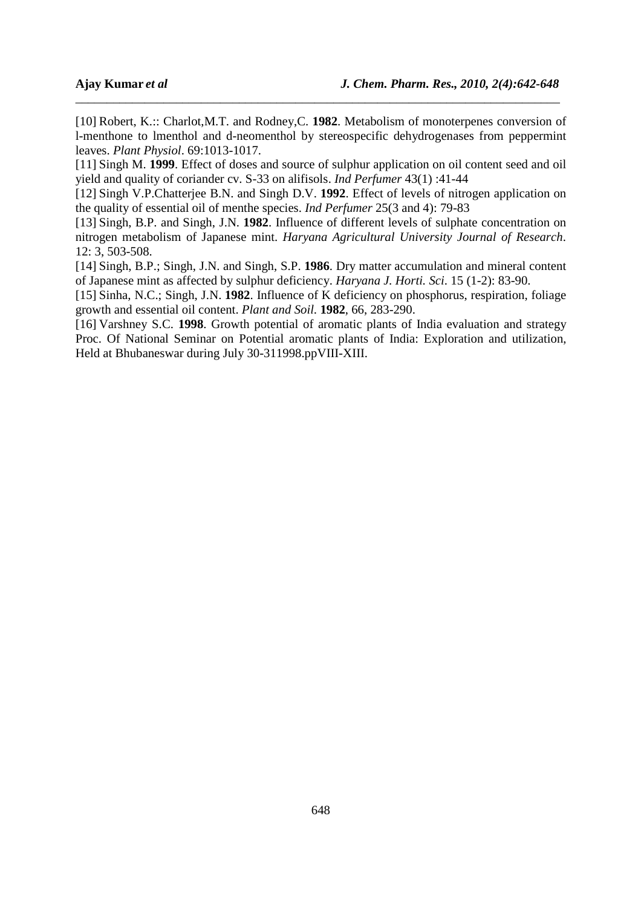[10] Robert, K.:: Charlot,M.T. and Rodney,C. **1982**. Metabolism of monoterpenes conversion of l-menthone to lmenthol and d-neomenthol by stereospecific dehydrogenases from peppermint leaves. *Plant Physiol*. 69:1013-1017.

[11] Singh M. **1999**. Effect of doses and source of sulphur application on oil content seed and oil yield and quality of coriander cv. S-33 on alifisols. *Ind Perfumer* 43(1) :41-44

[12] Singh V.P.Chatterjee B.N. and Singh D.V. **1992**. Effect of levels of nitrogen application on the quality of essential oil of menthe species. *Ind Perfumer* 25(3 and 4): 79-83

[13] Singh, B.P. and Singh, J.N. **1982**. Influence of different levels of sulphate concentration on nitrogen metabolism of Japanese mint. *Haryana Agricultural University Journal of Research*. 12: 3, 503-508.

[14] Singh, B.P.; Singh, J.N. and Singh, S.P. **1986**. Dry matter accumulation and mineral content of Japanese mint as affected by sulphur deficiency. *Haryana J. Horti. Sci*. 15 (1-2): 83-90.

[15] Sinha, N.C.; Singh, J.N. **1982**. Influence of K deficiency on phosphorus, respiration, foliage growth and essential oil content. *Plant and Soil.* **1982**, 66, 283-290.

[16] Varshney S.C. **1998**. Growth potential of aromatic plants of India evaluation and strategy Proc. Of National Seminar on Potential aromatic plants of India: Exploration and utilization, Held at Bhubaneswar during July 30-311998.ppVIII-XIII.